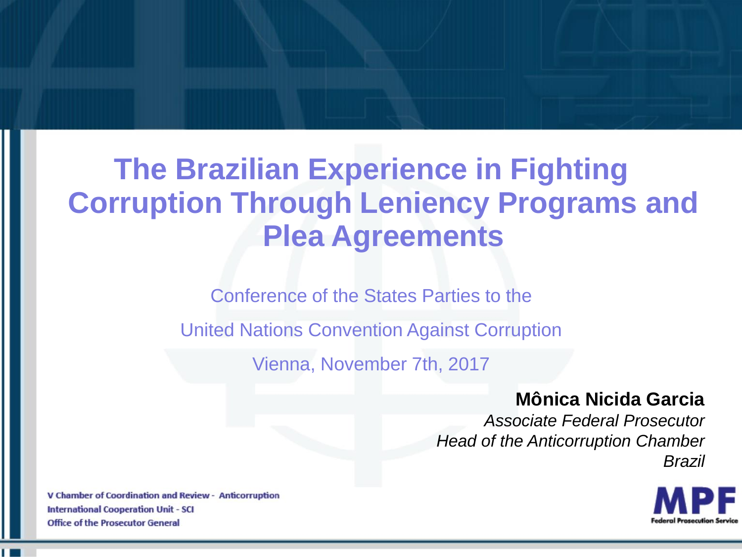# The Brazilian Experience in Fighting Corruption Through Leniency Programs and Plea Agreements

Conference of the States Parties to the

United Nations Convention Against Corruption

Vienna, November 7th, 2017

**Mônica Nicida Garcia**

*Associate Federal Prosecutor*

*Head of the Anticorruption Chamber*

*Brazil*

V Chamber of Coordination and Review - Anticorruption
International Cooperation Unit - SCI
Office of the Prosecutor General

MPF
Federal Prosecution Service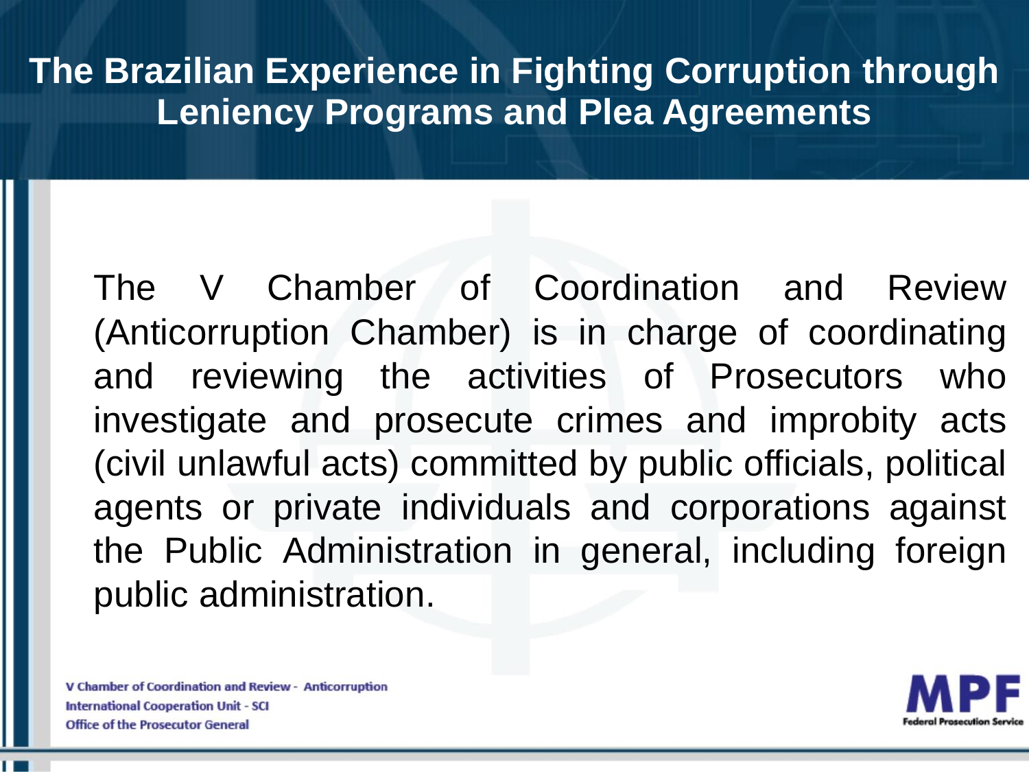# The Brazilian Experience in Fighting Corruption through Leniency Programs and Plea Agreements

The V Chamber of Coordination and Review (Anticorruption Chamber) is in charge of coordinating and reviewing the activities of Prosecutors who investigate and prosecute crimes and improbity acts (civil unlawful acts) committed by public officials, political agents or private individuals and corporations against the Public Administration in general, including foreign public administration.

V Chamber of Coordination and Review - Anticorruption
International Cooperation Unit - SCI
Office of the Prosecutor General

MPF
Federal Prosecution Service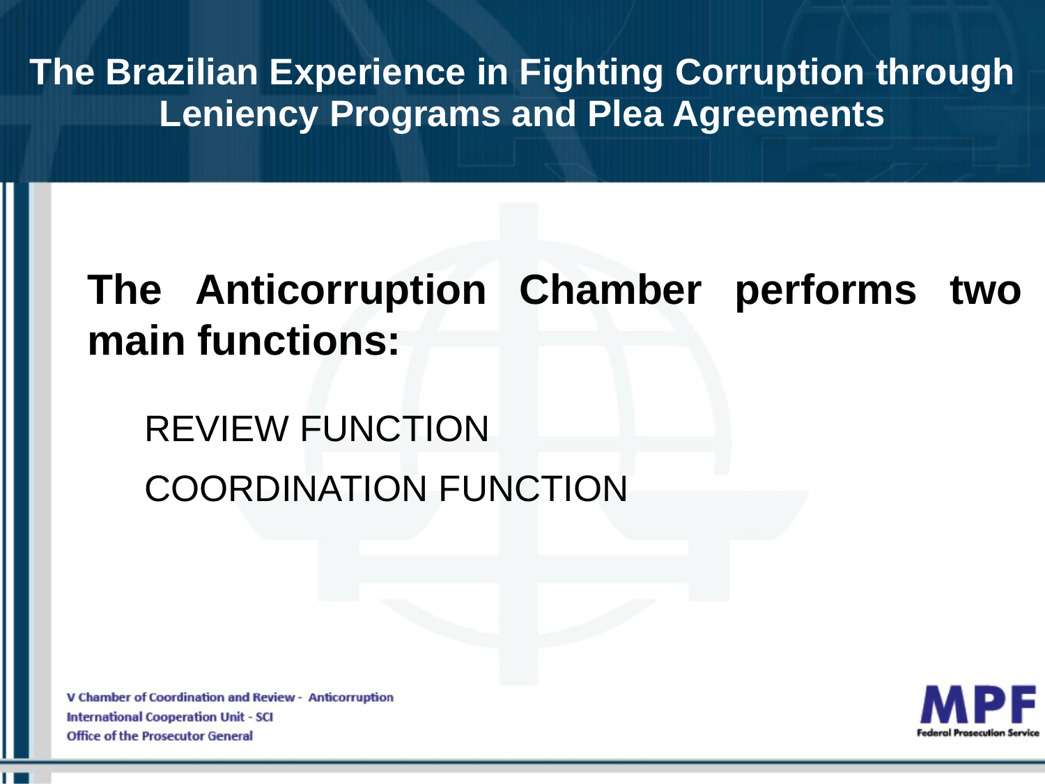# The Brazilian Experience in Fighting Corruption through Leniency Programs and Plea Agreements

**The Anticorruption Chamber performs two main functions:**

REVIEW FUNCTION

COORDINATION FUNCTION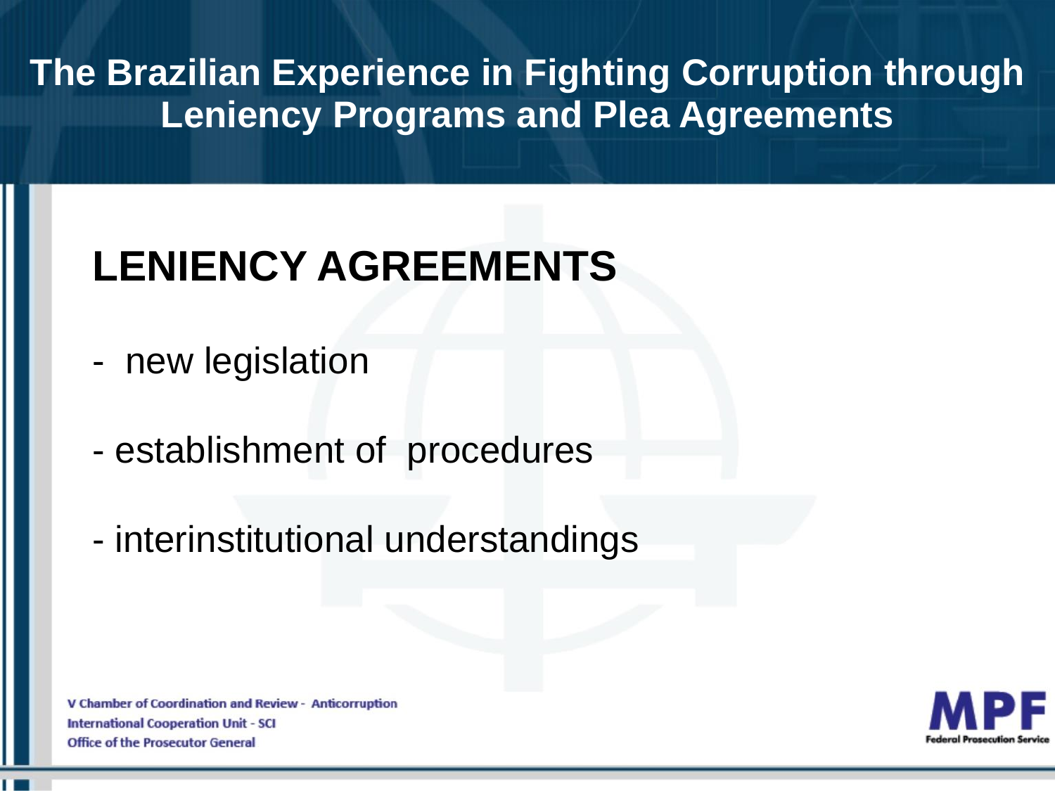# LENIENCY AGREEMENTS

- new legislation

- establishment of procedures

- interinstitutional understandings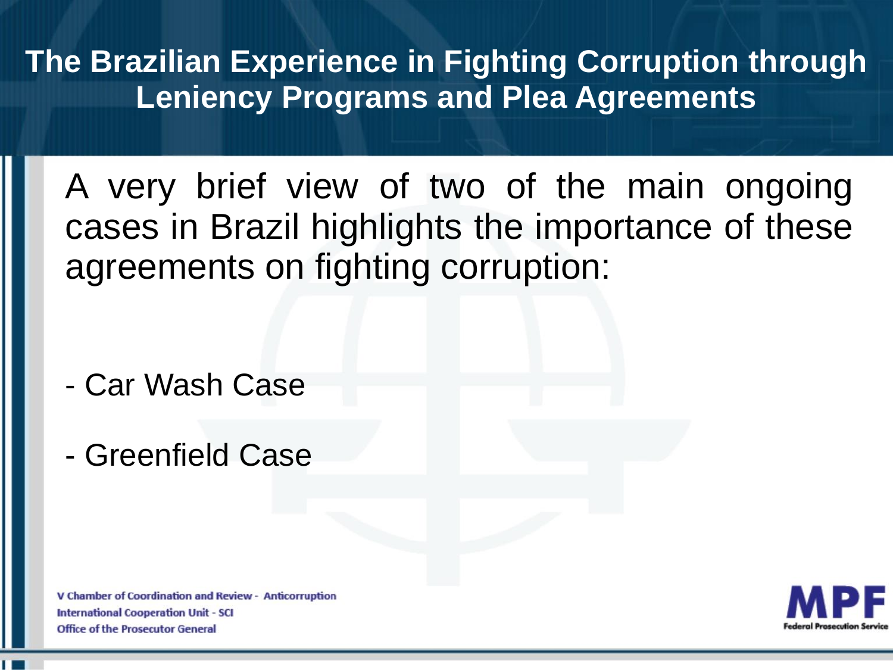## The Brazilian Experience in Fighting Corruption through Leniency Programs and Plea Agreements

A very brief view of two of the main ongoing cases in Brazil highlights the importance of these agreements on fighting corruption:

- Car Wash Case
- Greenfield Case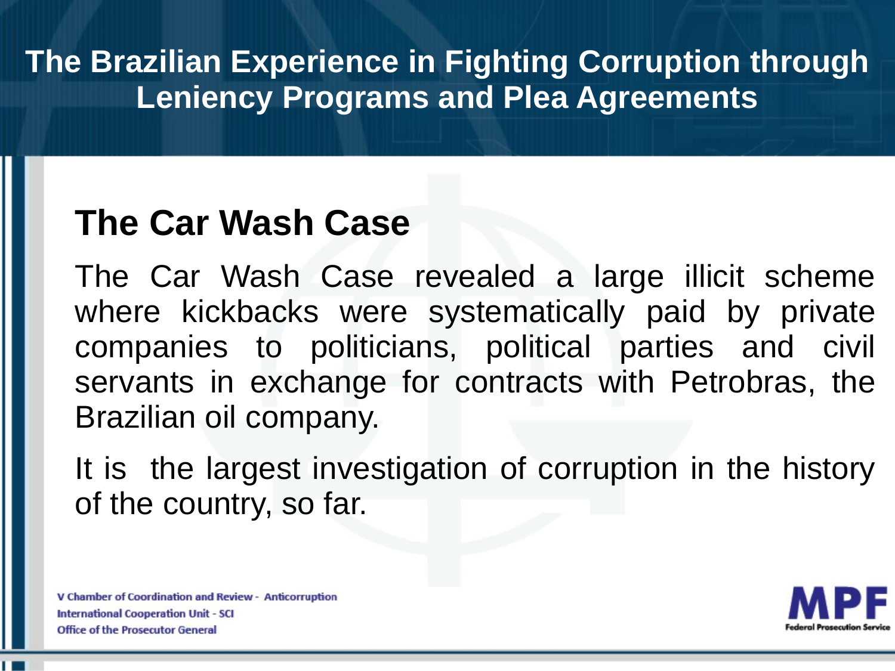# The Brazilian Experience in Fighting Corruption through Leniency Programs and Plea Agreements

## The Car Wash Case

The Car Wash Case revealed a large illicit scheme where kickbacks were systematically paid by private companies to politicians, political parties and civil servants in exchange for contracts with Petrobras, the Brazilian oil company.

It is the largest investigation of corruption in the history of the country, so far.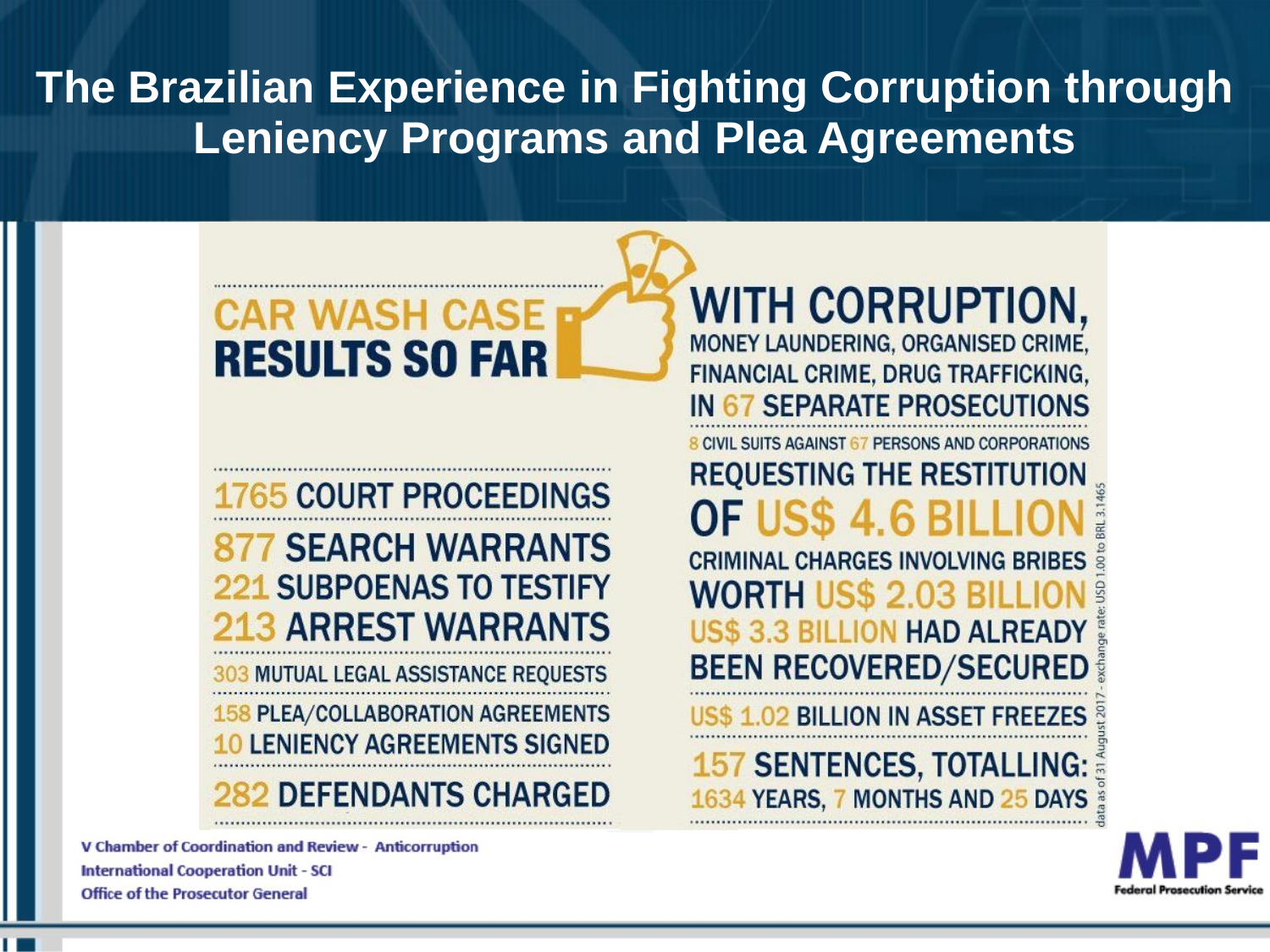# The Brazilian Experience in Fighting Corruption through Leniency Programs and Plea Agreements

## CAR WASH CASE RESULTS SO FAR

- 1765 COURT PROCEEDINGS
- 877 SEARCH WARRANTS
- 221 SUBPOENAS TO TESTIFY
- 213 ARREST WARRANTS
- 303 MUTUAL LEGAL ASSISTANCE REQUESTS
- 158 PLEA/COLLABORATION AGREEMENTS
- 10 LENIENCY AGREEMENTS SIGNED
- 282 DEFENDANTS CHARGED

**WITH CORRUPTION,** MONEY LAUNDERING, ORGANISED CRIME, FINANCIAL CRIME, DRUG TRAFFICKING, IN 67 SEPARATE PROSECUTIONS

8 CIVIL SUITS AGAINST 67 PERSONS AND CORPORATIONS REQUESTING THE RESTITUTION OF US$ 4.6 BILLION

CRIMINAL CHARGES INVOLVING BRIBES WORTH US$ 2.03 BILLION

US$ 3.3 BILLION HAD ALREADY BEEN RECOVERED/SECURED

US$ 1.02 BILLION IN ASSET FREEZES

157 SENTENCES, TOTALLING: 1634 YEARS, 7 MONTHS AND 25 DAYS

data as of 31 August 2017 - exchange rate: USD 1.00 to BRL 3.1465

V Chamber of Coordination and Review - Anticorruption
International Cooperation Unit - SCI
Office of the Prosecutor General

MPF Federal Prosecution Service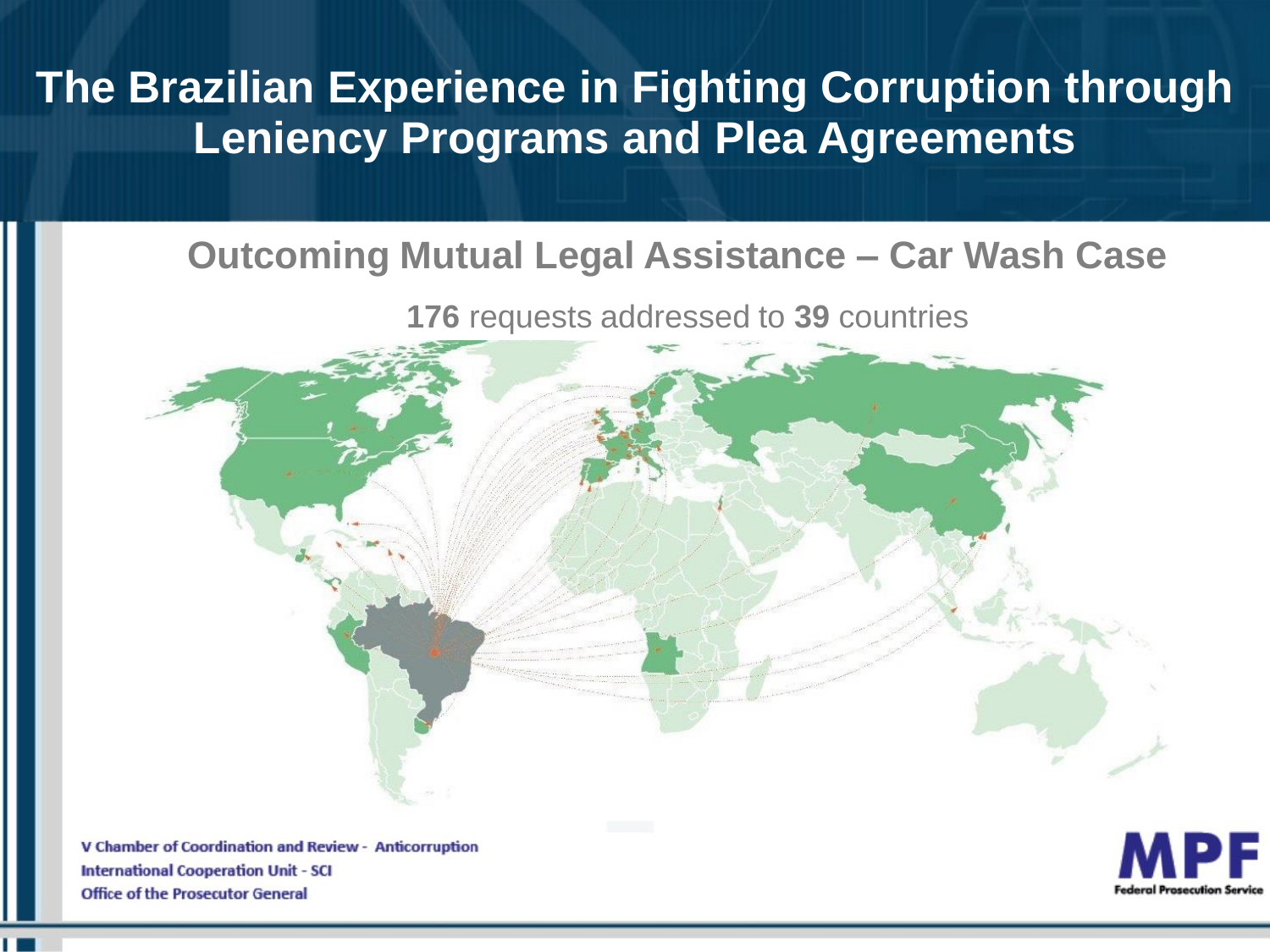# The Brazilian Experience in Fighting Corruption through Leniency Programs and Plea Agreements

## Outcoming Mutual Legal Assistance – Car Wash Case

**176** requests addressed to **39** countries

V Chamber of Coordination and Review - Anticorruption
International Cooperation Unit - SCI
Office of the Prosecutor General

MPF
Federal Prosecution Service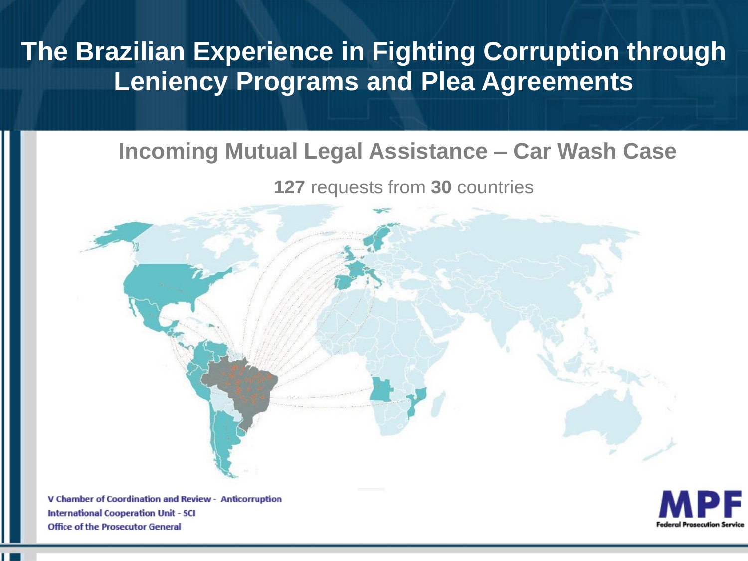# The Brazilian Experience in Fighting Corruption through Leniency Programs and Plea Agreements

## Incoming Mutual Legal Assistance – Car Wash Case

**127** requests from **30** countries

V Chamber of Coordination and Review - Anticorruption
International Cooperation Unit - SCI
Office of the Prosecutor General

MPF
Federal Prosecution Service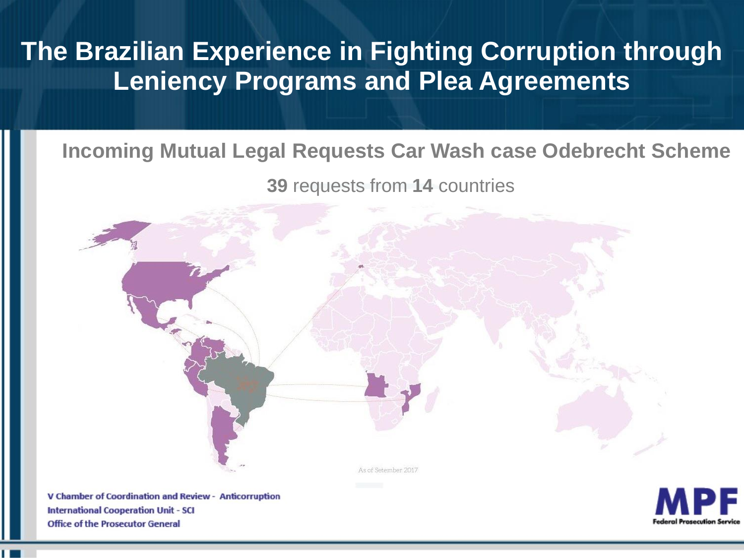# The Brazilian Experience in Fighting Corruption through Leniency Programs and Plea Agreements

## Incoming Mutual Legal Requests Car Wash case Odebrecht Scheme

**39** requests from **14** countries

As of Setember 2017

V Chamber of Coordination and Review - Anticorruption
International Cooperation Unit - SCI
Office of the Prosecutor General

MPF
Federal Prosecution Service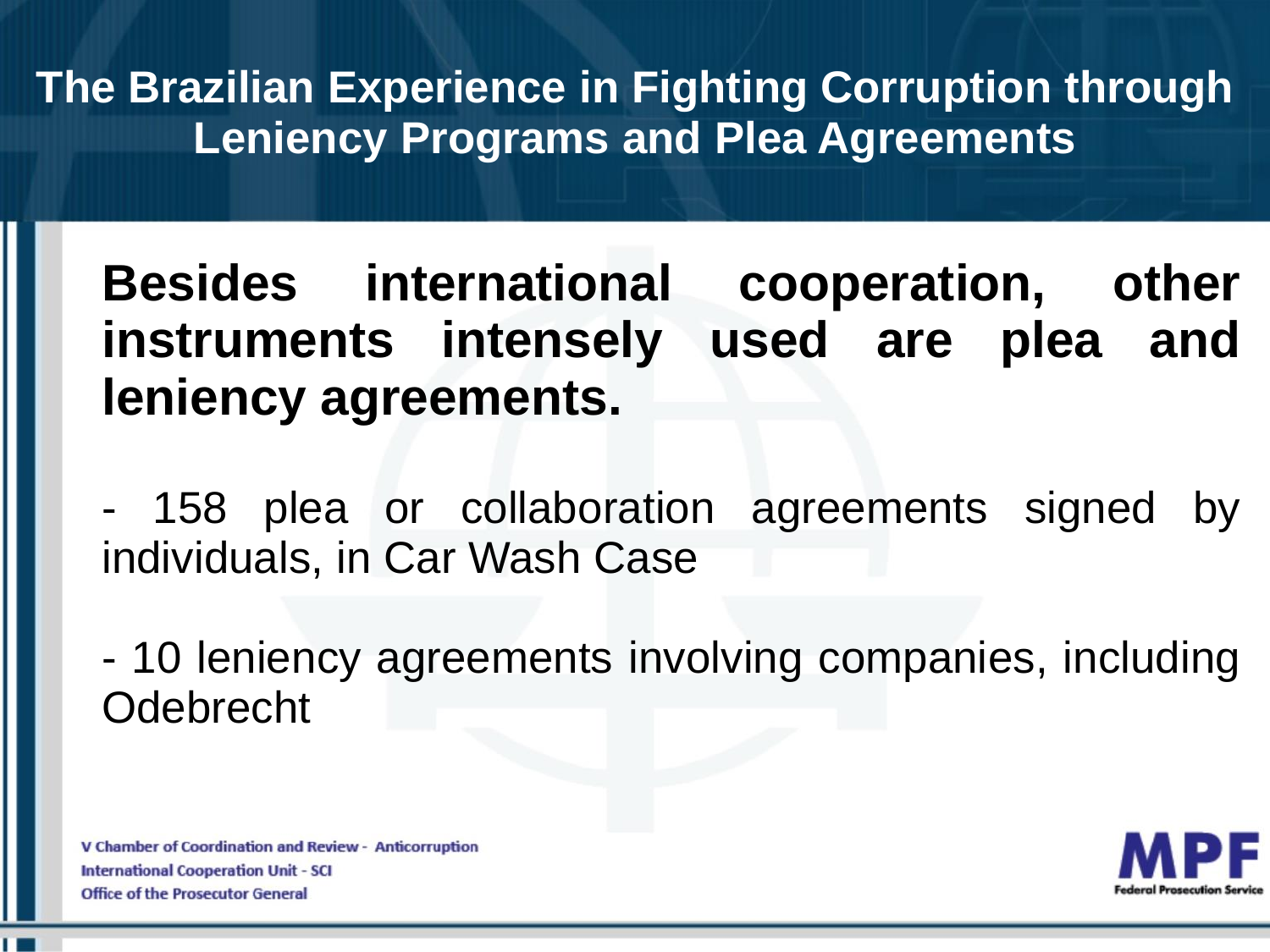# The Brazilian Experience in Fighting Corruption through Leniency Programs and Plea Agreements

**Besides international cooperation, other instruments intensely used are plea and leniency agreements.**

- 158 plea or collaboration agreements signed by individuals, in Car Wash Case

- 10 leniency agreements involving companies, including Odebrecht

V Chamber of Coordination and Review - Anticorruption
International Cooperation Unit - SCI
Office of the Prosecutor General

MPF
Federal Prosecution Service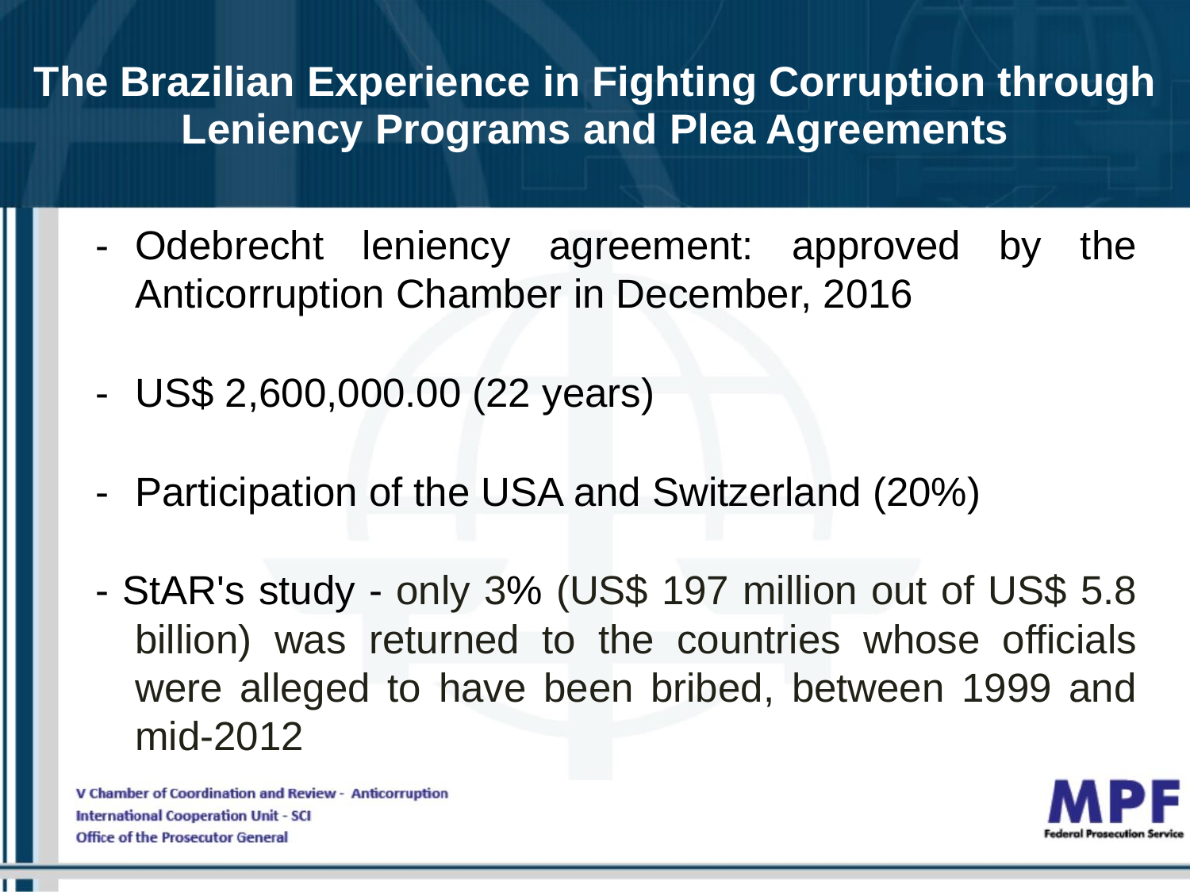# The Brazilian Experience in Fighting Corruption through Leniency Programs and Plea Agreements

- Odebrecht leniency agreement: approved by the Anticorruption Chamber in December, 2016
- US$ 2,600,000.00 (22 years)
- Participation of the USA and Switzerland (20%)
- StAR's study - only 3% (US$ 197 million out of US$ 5.8 billion) was returned to the countries whose officials were alleged to have been bribed, between 1999 and mid-2012

V Chamber of Coordination and Review - Anticorruption
International Cooperation Unit - SCI
Office of the Prosecutor General

MPF
Federal Prosecution Service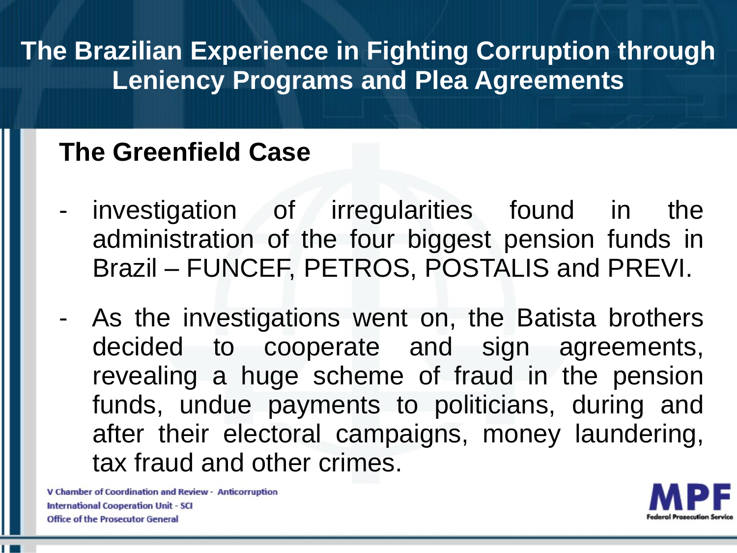# The Brazilian Experience in Fighting Corruption through Leniency Programs and Plea Agreements

## The Greenfield Case

- investigation of irregularities found in the administration of the four biggest pension funds in Brazil – FUNCEF, PETROS, POSTALIS and PREVI.
- As the investigations went on, the Batista brothers decided to cooperate and sign agreements, revealing a huge scheme of fraud in the pension funds, undue payments to politicians, during and after their electoral campaigns, money laundering, tax fraud and other crimes.

V Chamber of Coordination and Review - Anticorruption
International Cooperation Unit - SCI
Office of the Prosecutor General

MPF
Federal Prosecution Service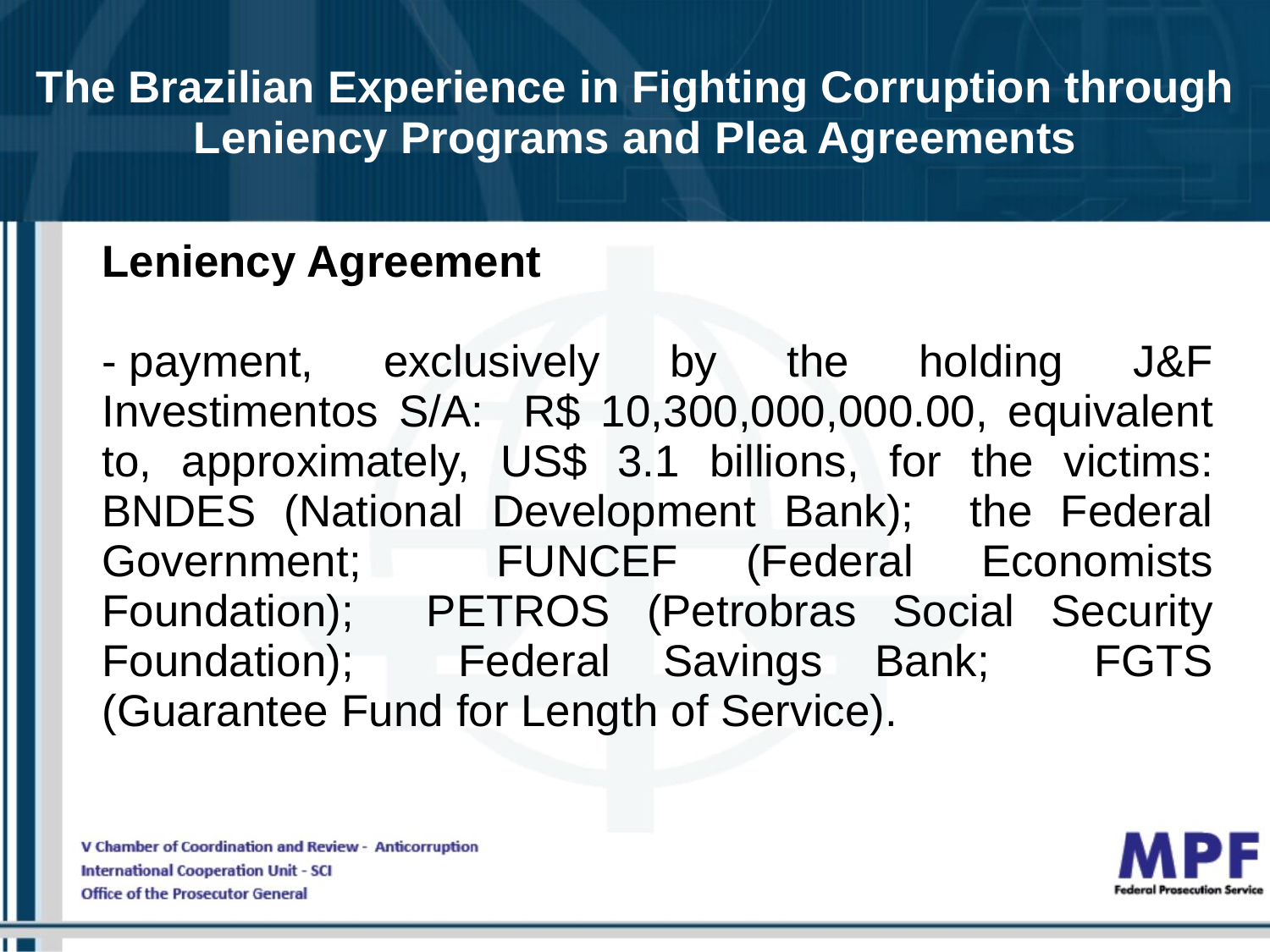## Leniency Agreement

- payment, exclusively by the holding J&F Investimentos S/A: R$ 10,300,000,000.00, equivalent to, approximately, US$ 3.1 billions, for the victims: BNDES (National Development Bank); the Federal Government; FUNCEF (Federal Economists Foundation); PETROS (Petrobras Social Security Foundation); Federal Savings Bank; FGTS (Guarantee Fund for Length of Service).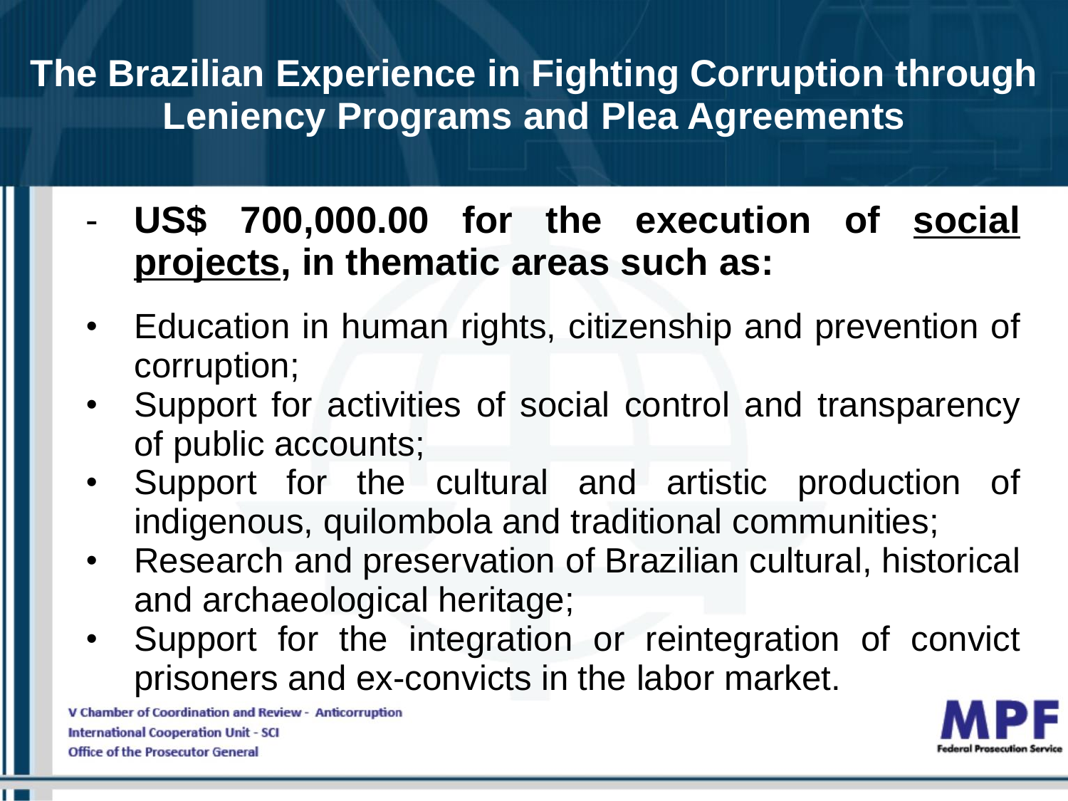# The Brazilian Experience in Fighting Corruption through Leniency Programs and Plea Agreements

- **US$ 700,000.00 for the execution of <u>social projects</u>, in thematic areas such as:**

- Education in human rights, citizenship and prevention of corruption;
- Support for activities of social control and transparency of public accounts;
- Support for the cultural and artistic production of indigenous, quilombola and traditional communities;
- Research and preservation of Brazilian cultural, historical and archaeological heritage;
- Support for the integration or reintegration of convict prisoners and ex-convicts in the labor market.

V Chamber of Coordination and Review - Anticorruption
International Cooperation Unit - SCI
Office of the Prosecutor General

MPF
Federal Prosecution Service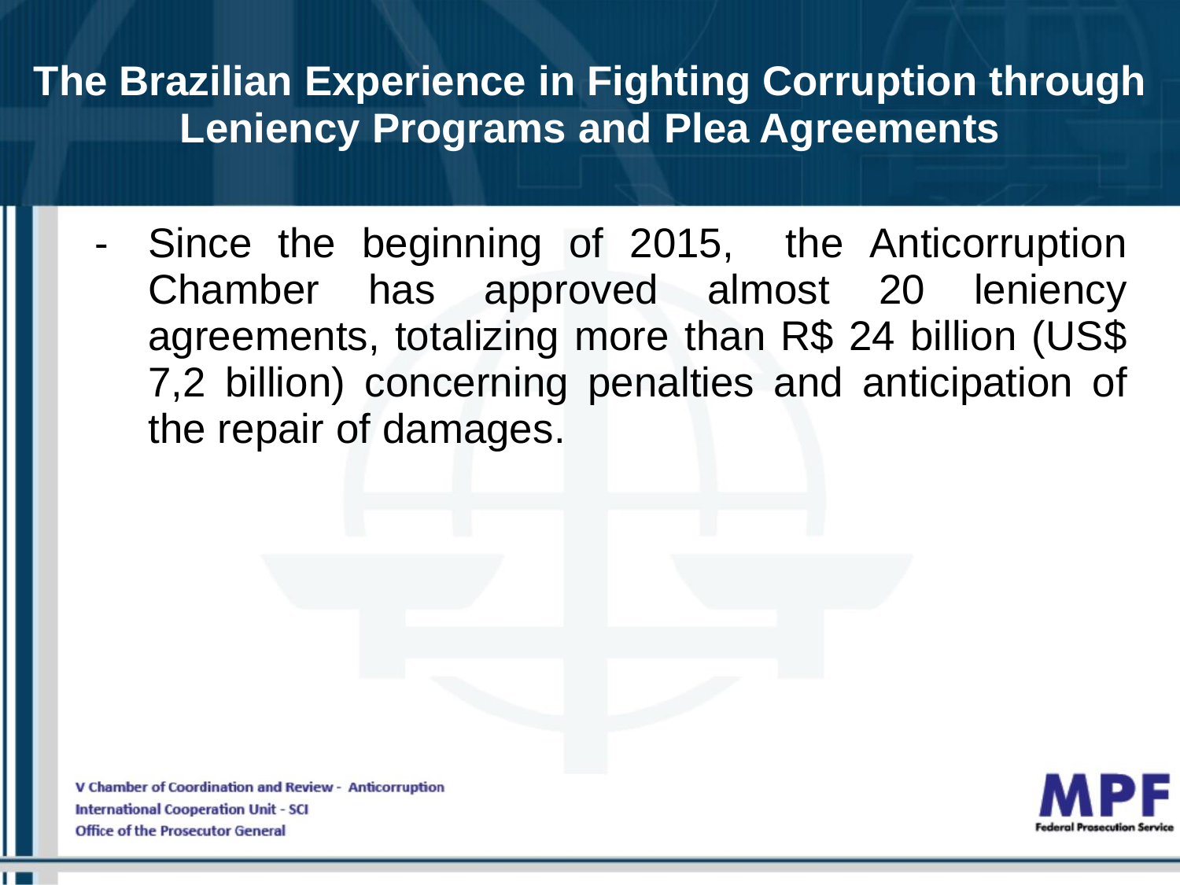# The Brazilian Experience in Fighting Corruption through Leniency Programs and Plea Agreements

- Since the beginning of 2015, the Anticorruption Chamber has approved almost 20 leniency agreements, totalizing more than R$ 24 billion (US$ 7,2 billion) concerning penalties and anticipation of the repair of damages.

V Chamber of Coordination and Review - Anticorruption
International Cooperation Unit - SCI
Office of the Prosecutor General

MPF
Federal Prosecution Service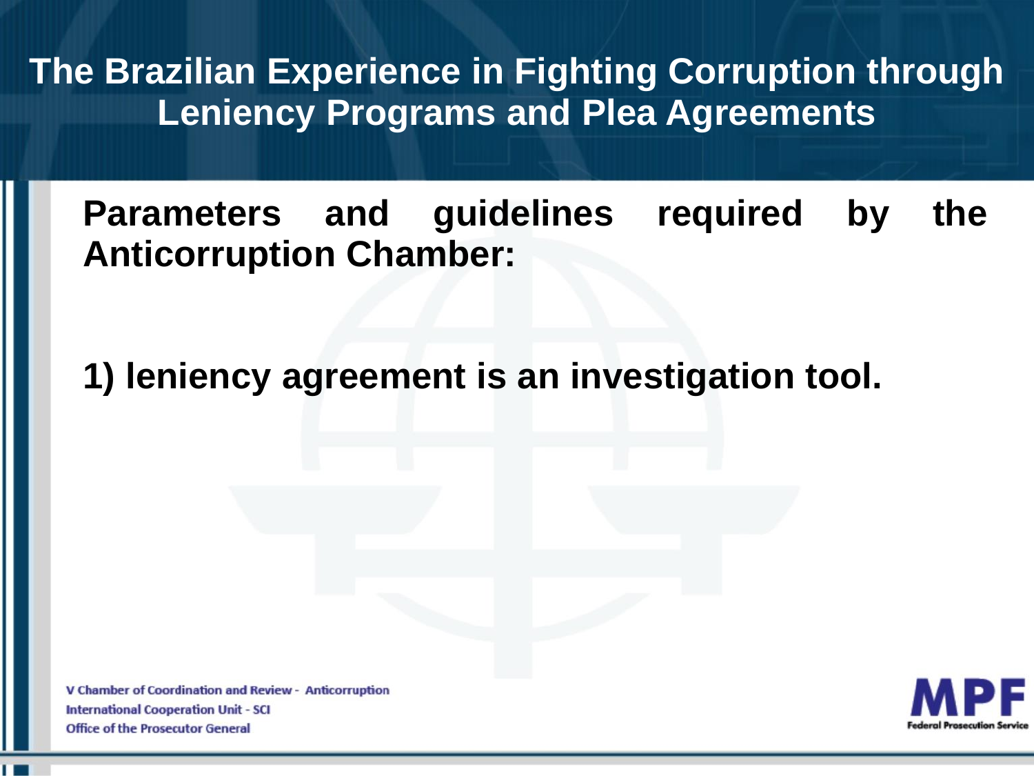# The Brazilian Experience in Fighting Corruption through Leniency Programs and Plea Agreements

**Parameters and guidelines required by the Anticorruption Chamber:**

**1) leniency agreement is an investigation tool.**

V Chamber of Coordination and Review - Anticorruption
International Cooperation Unit - SCI
Office of the Prosecutor General

MPF
Federal Prosecution Service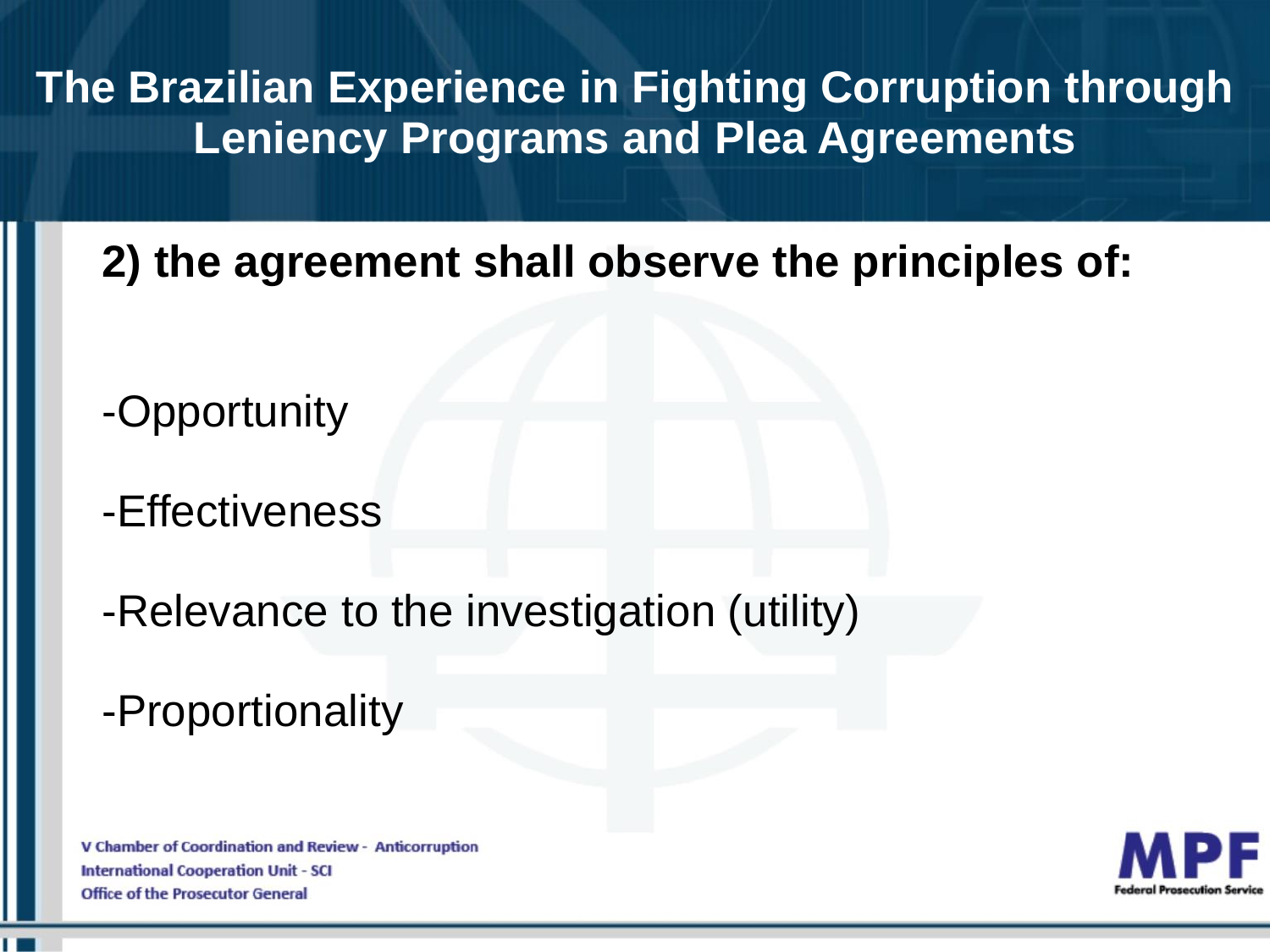# The Brazilian Experience in Fighting Corruption through Leniency Programs and Plea Agreements

## 2) the agreement shall observe the principles of:

- Opportunity
- Effectiveness
- Relevance to the investigation (utility)
- Proportionality

V Chamber of Coordination and Review - Anticorruption
International Cooperation Unit - SCI
Office of the Prosecutor General

MPF
Federal Prosecution Service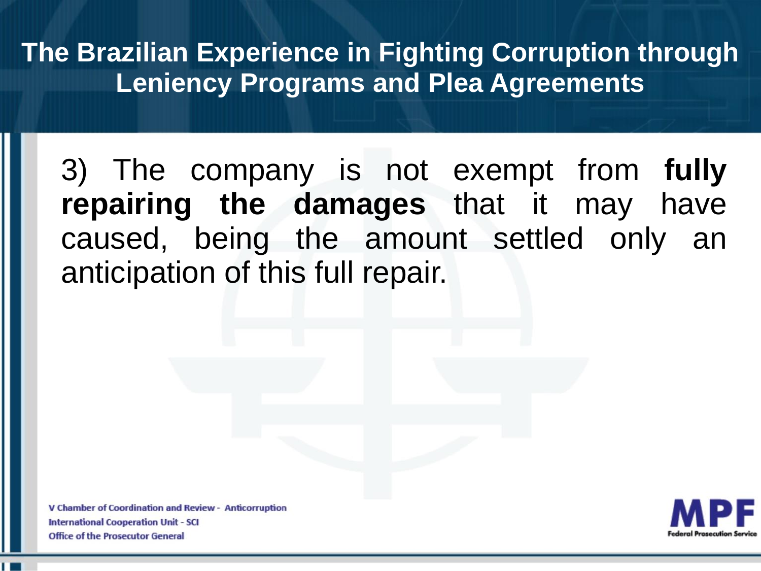3) The company is not exempt from **fully repairing the damages** that it may have caused, being the amount settled only an anticipation of this full repair.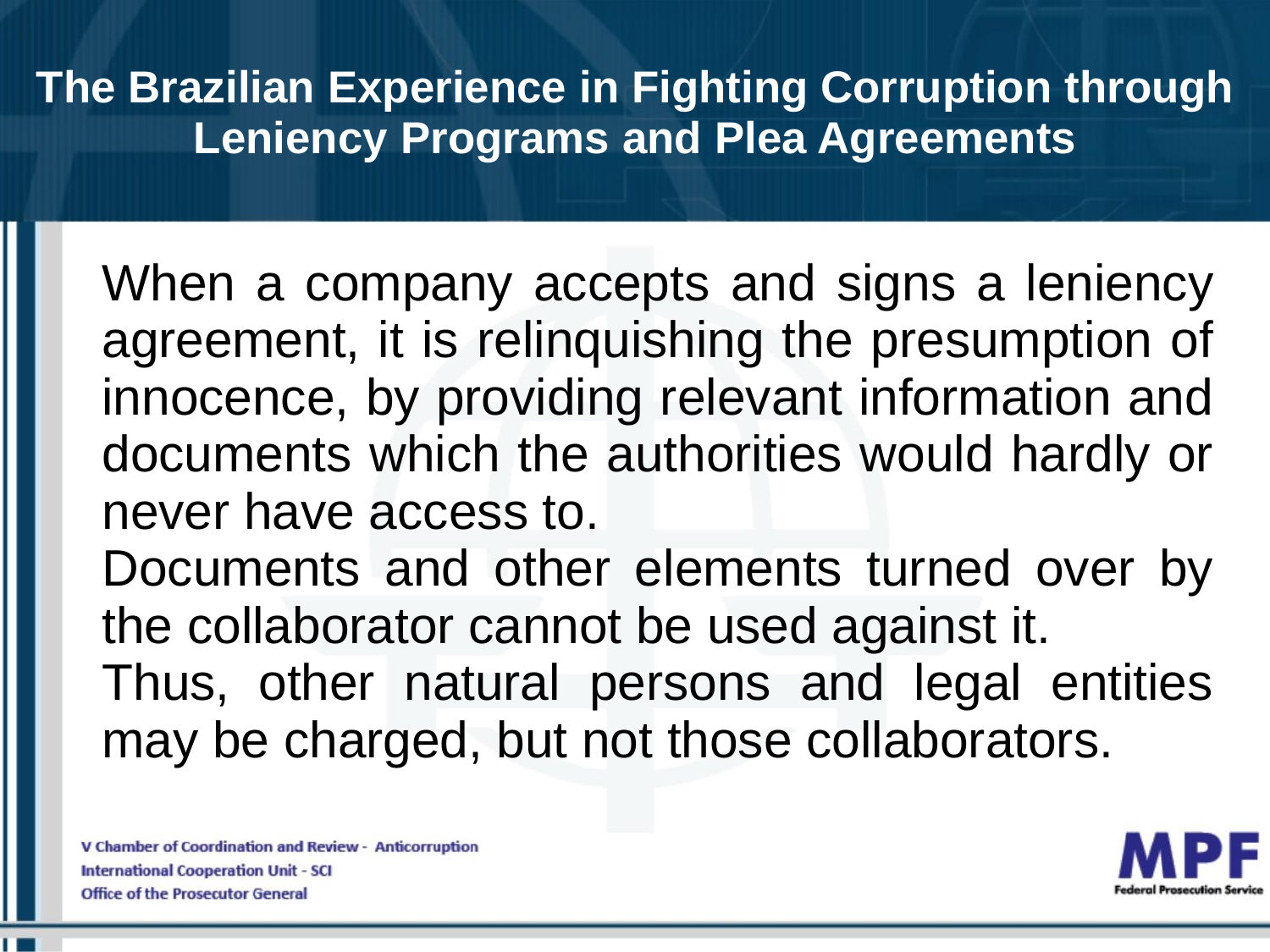# The Brazilian Experience in Fighting Corruption through Leniency Programs and Plea Agreements

When a company accepts and signs a leniency agreement, it is relinquishing the presumption of innocence, by providing relevant information and documents which the authorities would hardly or never have access to.

Documents and other elements turned over by the collaborator cannot be used against it.

Thus, other natural persons and legal entities may be charged, but not those collaborators.

V Chamber of Coordination and Review - Anticorruption
International Cooperation Unit - SCI
Office of the Prosecutor General

MPF
Federal Prosecution Service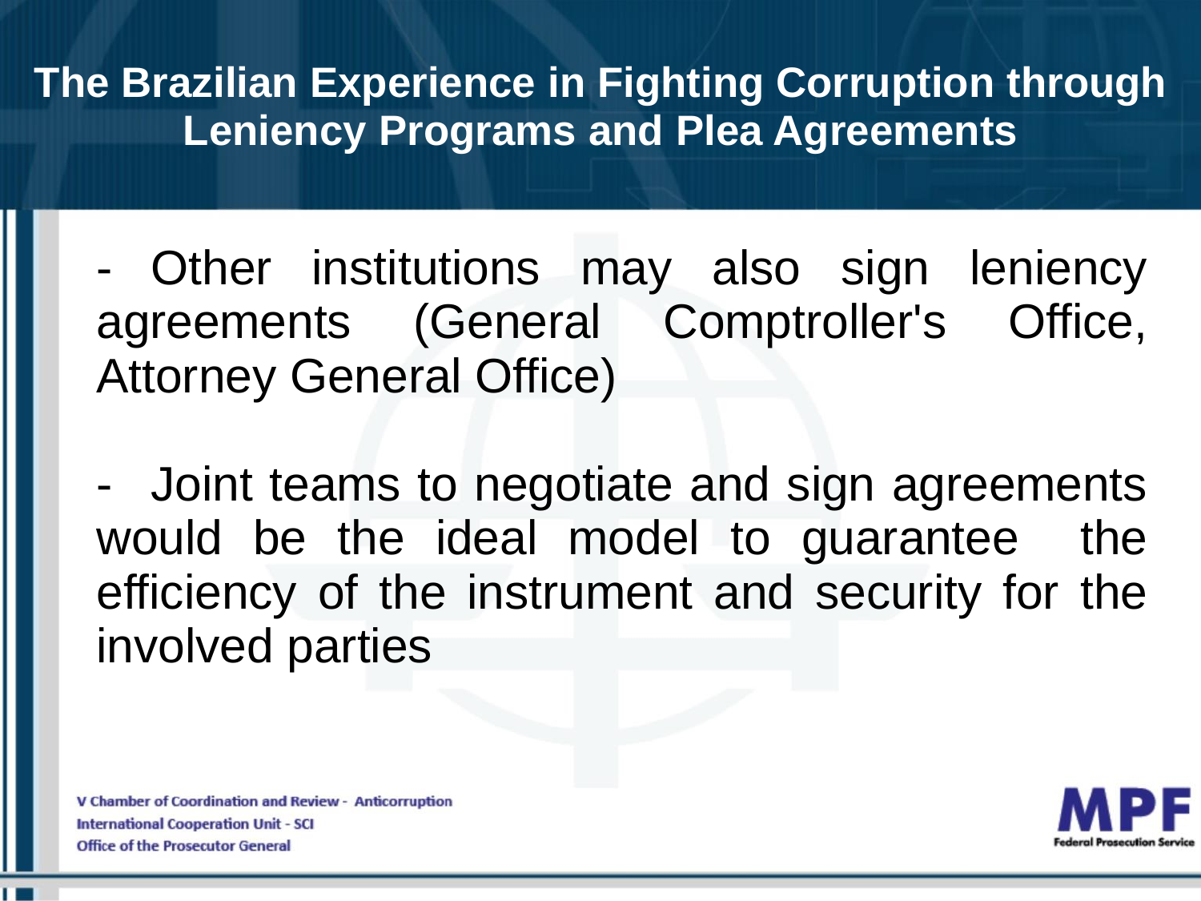# The Brazilian Experience in Fighting Corruption through Leniency Programs and Plea Agreements

- Other institutions may also sign leniency agreements (General Comptroller's Office, Attorney General Office)

- Joint teams to negotiate and sign agreements would be the ideal model to guarantee the efficiency of the instrument and security for the involved parties

V Chamber of Coordination and Review - Anticorruption
International Cooperation Unit - SCI
Office of the Prosecutor General

MPF
Federal Prosecution Service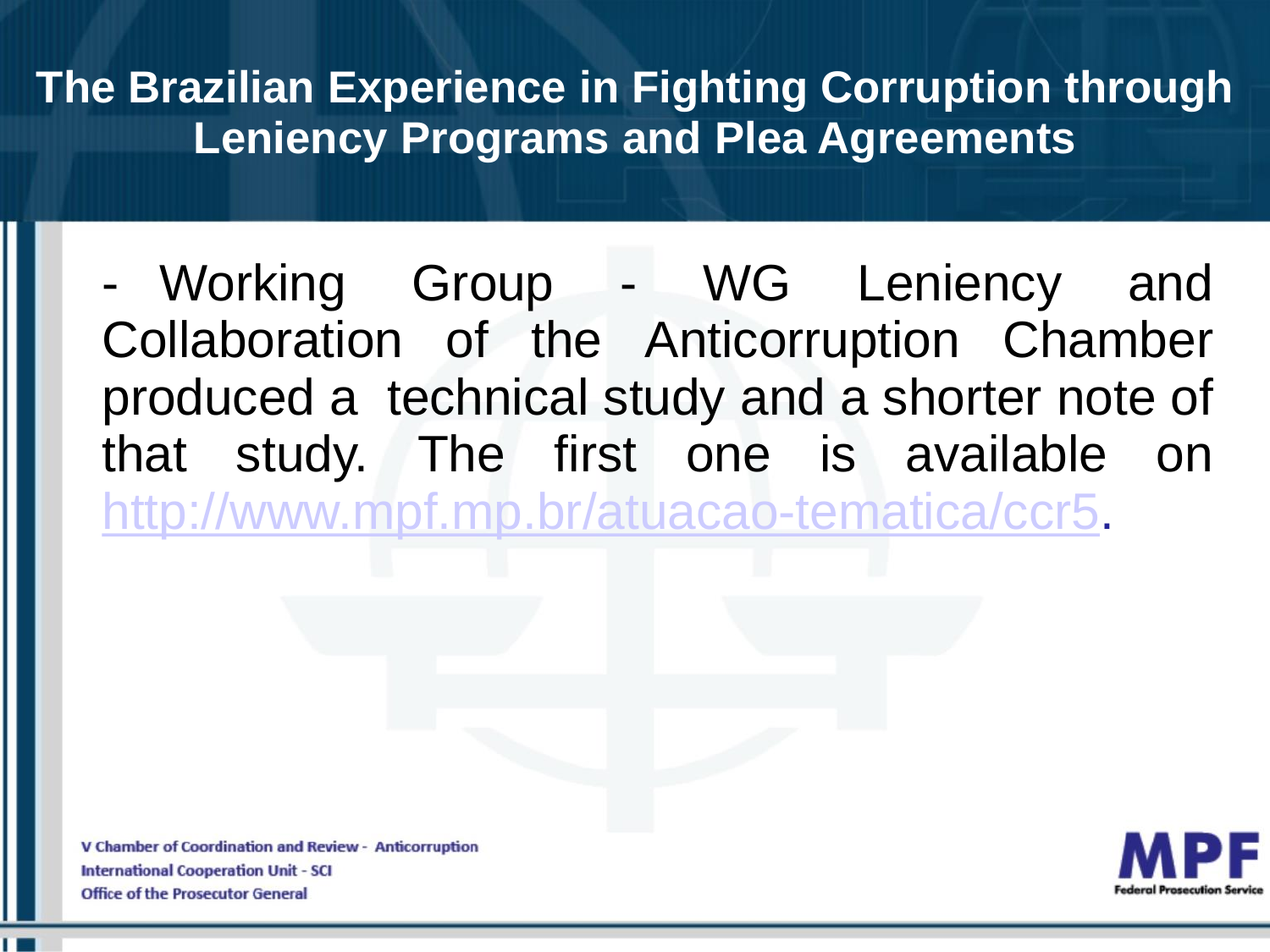# The Brazilian Experience in Fighting Corruption through Leniency Programs and Plea Agreements

- Working Group - WG Leniency and Collaboration of the Anticorruption Chamber produced a technical study and a shorter note of that study. The first one is available on http://www.mpf.mp.br/atuacao-tematica/ccr5.

V Chamber of Coordination and Review - Anticorruption
International Cooperation Unit - SCI
Office of the Prosecutor General

MPF
Federal Prosecution Service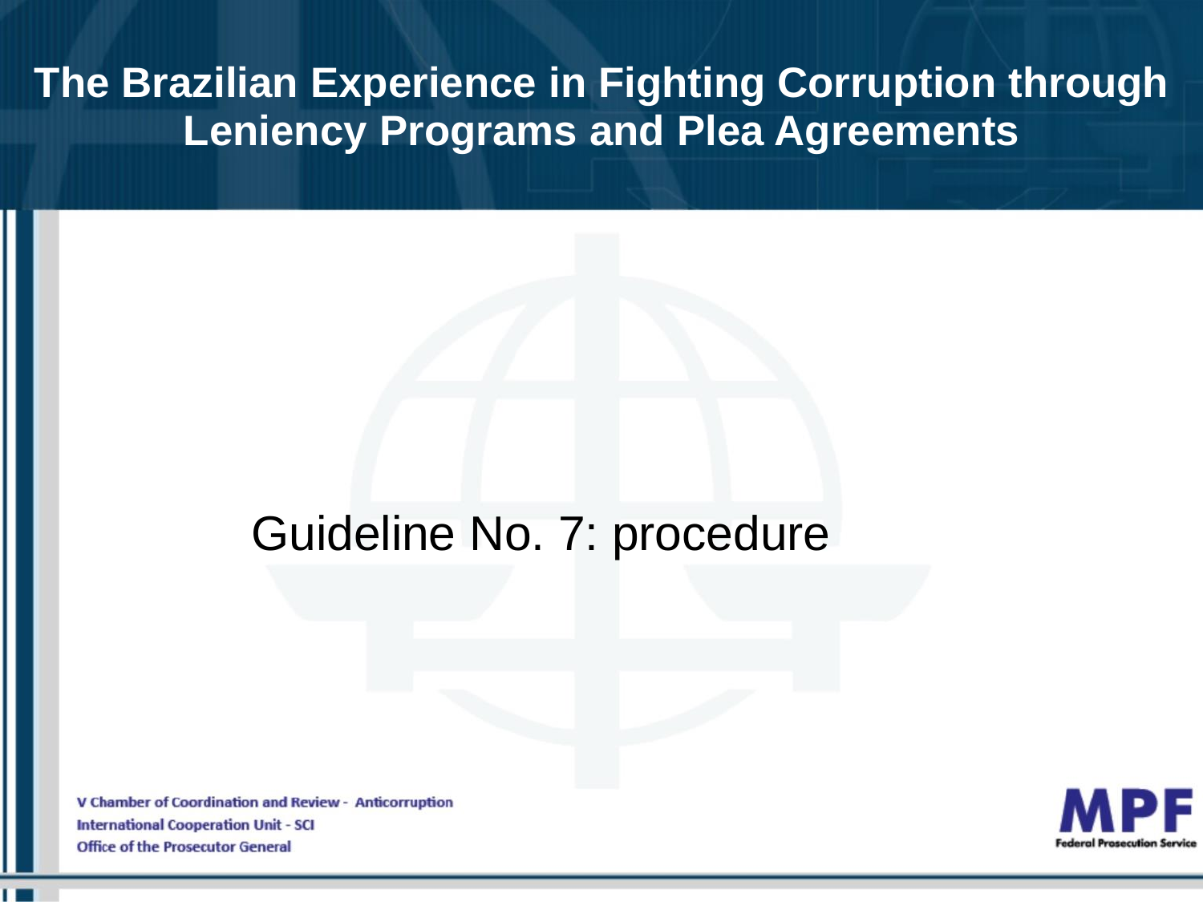# The Brazilian Experience in Fighting Corruption through Leniency Programs and Plea Agreements

## Guideline No. 7: procedure

V Chamber of Coordination and Review - Anticorruption
International Cooperation Unit - SCI
Office of the Prosecutor General

MPF
Federal Prosecution Service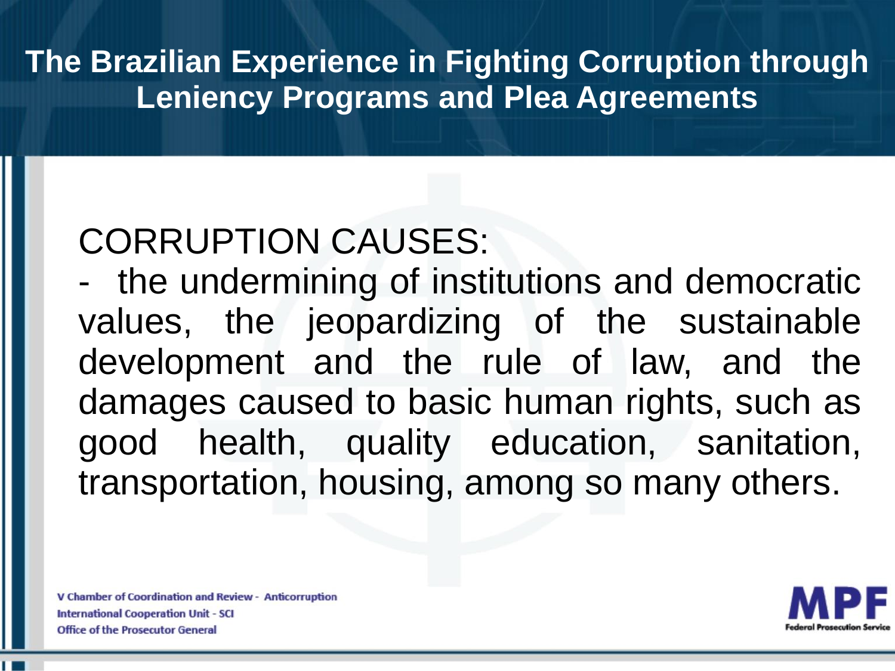# The Brazilian Experience in Fighting Corruption through Leniency Programs and Plea Agreements

CORRUPTION CAUSES:

- the undermining of institutions and democratic values, the jeopardizing of the sustainable development and the rule of law, and the damages caused to basic human rights, such as good health, quality education, sanitation, transportation, housing, among so many others.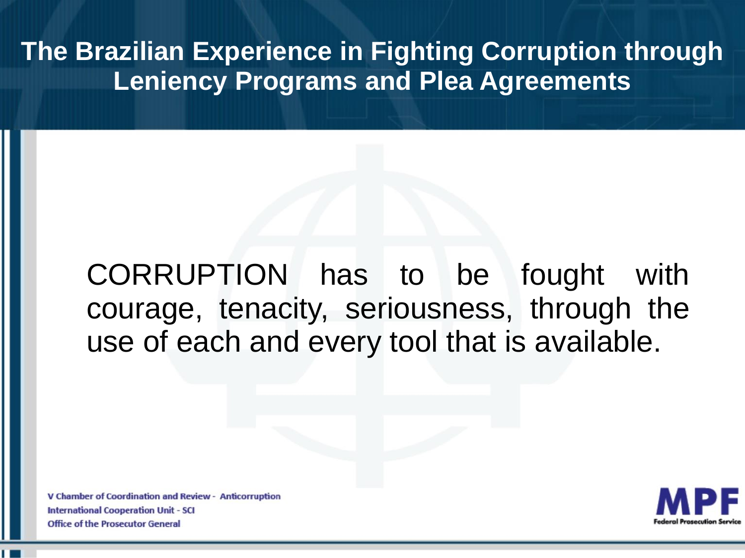# The Brazilian Experience in Fighting Corruption through Leniency Programs and Plea Agreements

CORRUPTION has to be fought with courage, tenacity, seriousness, through the use of each and every tool that is available.

V Chamber of Coordination and Review - Anticorruption
International Cooperation Unit - SCI
Office of the Prosecutor General

MPF
Federal Prosecution Service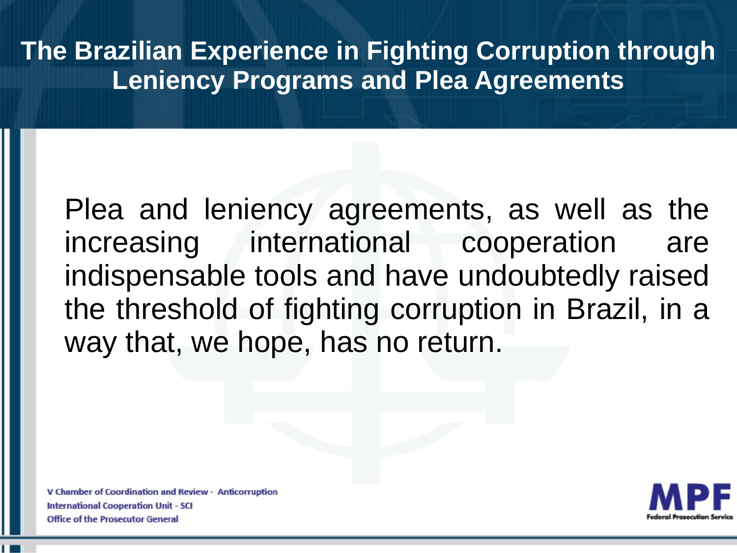# The Brazilian Experience in Fighting Corruption through Leniency Programs and Plea Agreements

Plea and leniency agreements, as well as the increasing international cooperation are indispensable tools and have undoubtedly raised the threshold of fighting corruption in Brazil, in a way that, we hope, has no return.

V Chamber of Coordination and Review - Anticorruption
International Cooperation Unit - SCI
Office of the Prosecutor General

MPF
Federal Prosecution Service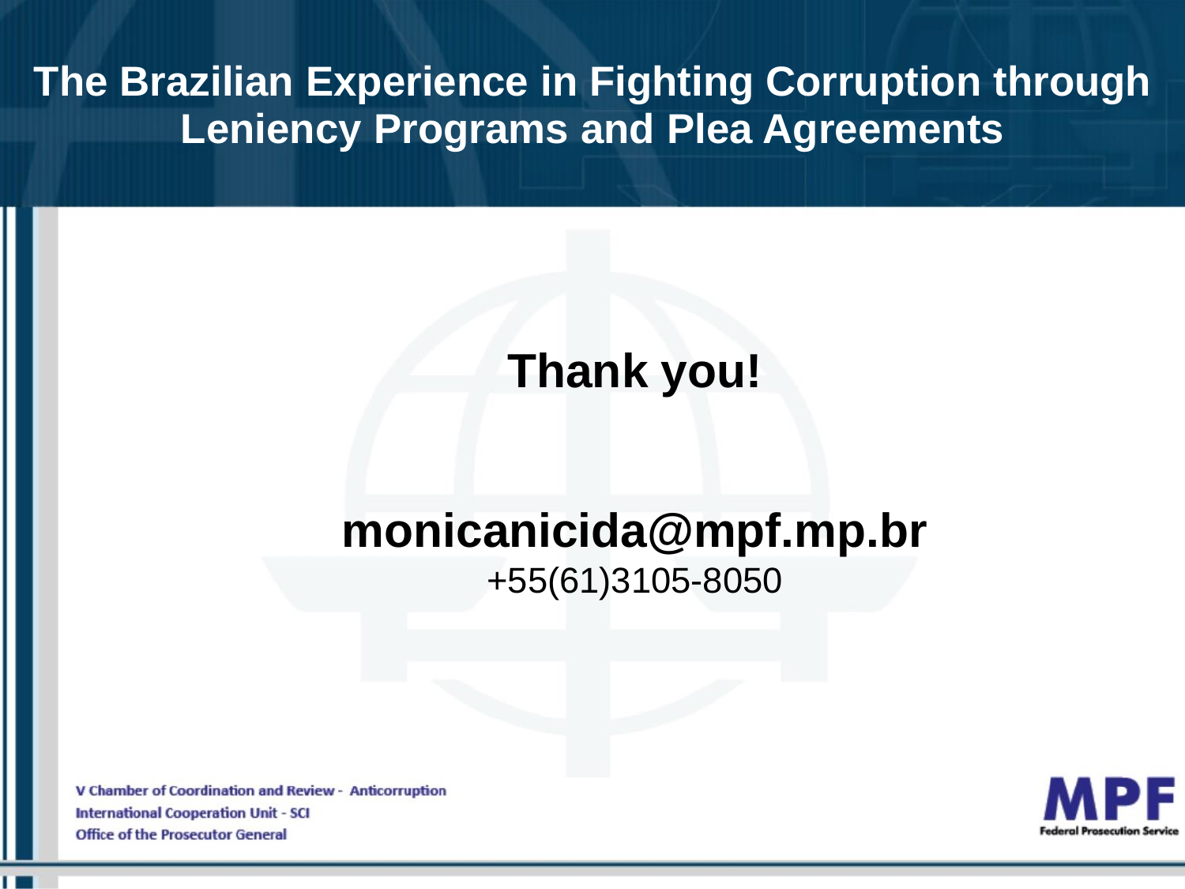# The Brazilian Experience in Fighting Corruption through Leniency Programs and Plea Agreements

## Thank you!

**monicanicida@mpf.mp.br**

+55(61)3105-8050

V Chamber of Coordination and Review - Anticorruption
International Cooperation Unit - SCI
Office of the Prosecutor General

MPF
Federal Prosecution Service